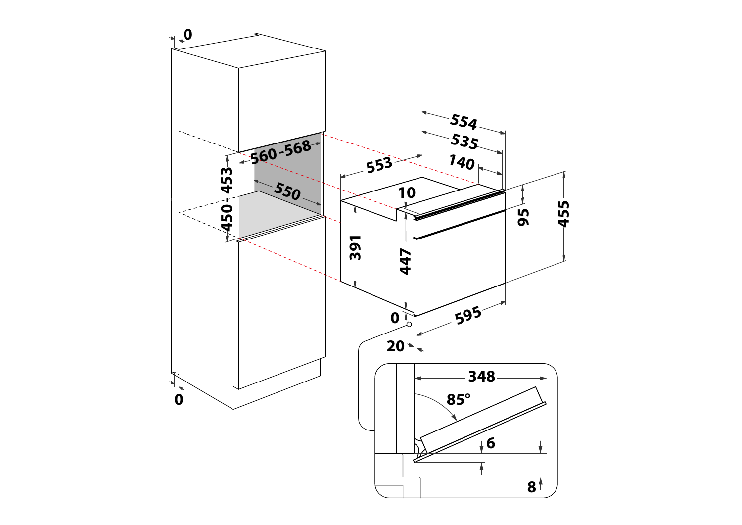0

560 - 568

550

450 - 453

0

553

554

535

140

10

95

455

391

447

595

0

20

348

85°

6

8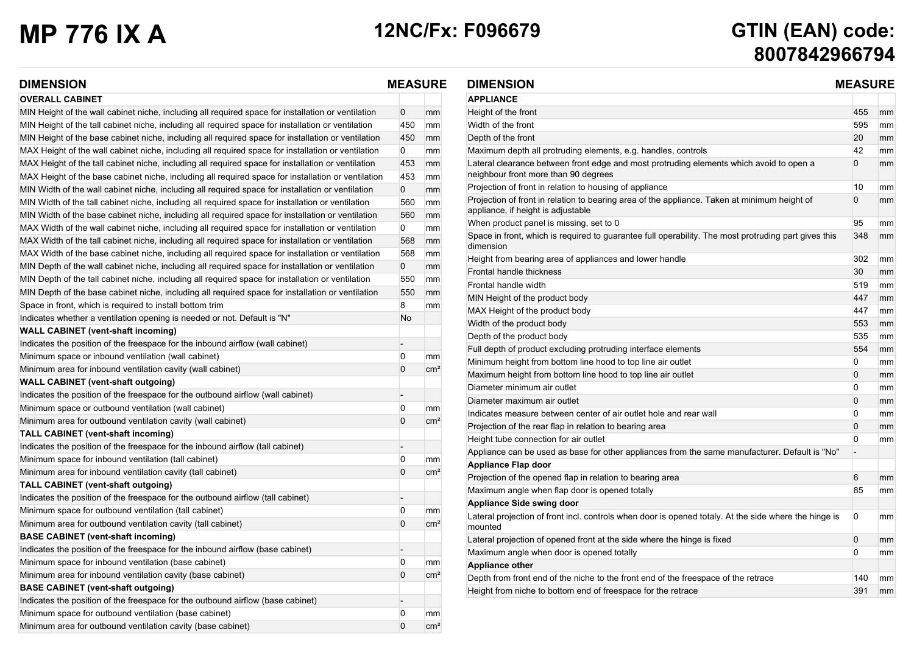# MP 776 IX A

**12NC/Fx: F096679**

**GTIN (EAN) code: 8007842966794**

| DIMENSION | MEASURE | |
|---|---|---|
| **OVERALL CABINET** | | |
| MIN Height of the wall cabinet niche, including all required space for installation or ventilation | 0 | mm |
| MIN Height of the tall cabinet niche, including all required space for installation or ventilation | 450 | mm |
| MIN Height of the base cabinet niche, including all required space for installation or ventilation | 450 | mm |
| MAX Height of the wall cabinet niche, including all required space for installation or ventilation | 0 | mm |
| MAX Height of the tall cabinet niche, including all required space for installation or ventilation | 453 | mm |
| MAX Height of the base cabinet niche, including all required space for installation or ventilation | 453 | mm |
| MIN Width of the wall cabinet niche, including all required space for installation or ventilation | 0 | mm |
| MIN Width of the tall cabinet niche, including all required space for installation or ventilation | 560 | mm |
| MIN Width of the base cabinet niche, including all required space for installation or ventilation | 560 | mm |
| MAX Width of the wall cabinet niche, including all required space for installation or ventilation | 0 | mm |
| MAX Width of the tall cabinet niche, including all required space for installation or ventilation | 568 | mm |
| MAX Width of the base cabinet niche, including all required space for installation or ventilation | 568 | mm |
| MIN Depth of the wall cabinet niche, including all required space for installation or ventilation | 0 | mm |
| MIN Depth of the tall cabinet niche, including all required space for installation or ventilation | 550 | mm |
| MIN Depth of the base cabinet niche, including all required space for installation or ventilation | 550 | mm |
| Space in front, which is required to install bottom trim | 8 | mm |
| Indicates whether a ventilation opening is needed or not. Default is "N" | No | |
| **WALL CABINET (vent-shaft incoming)** | | |
| Indicates the position of the freespace for the inbound airflow (wall cabinet) | - | |
| Minimum space or inbound ventilation (wall cabinet) | 0 | mm |
| Minimum area for inbound ventilation cavity (wall cabinet) | 0 | cm² |
| **WALL CABINET (vent-shaft outgoing)** | | |
| Indicates the position of the freespace for the outbound airflow (wall cabinet) | - | |
| Minimum space or outbound ventilation (wall cabinet) | 0 | mm |
| Minimum area for outbound ventilation cavity (wall cabinet) | 0 | cm² |
| **TALL CABINET (vent-shaft incoming)** | | |
| Indicates the position of the freespace for the inbound airflow (tall cabinet) | - | |
| Minimum space for inbound ventilation (tall cabinet) | 0 | mm |
| Minimum area for inbound ventilation cavity (tall cabinet) | 0 | cm² |
| **TALL CABINET (vent-shaft outgoing)** | | |
| Indicates the position of the freespace for the outbound airflow (tall cabinet) | - | |
| Minimum space for outbound ventilation (tall cabinet) | 0 | mm |
| Minimum area for outbound ventilation cavity (tall cabinet) | 0 | cm² |
| **BASE CABINET (vent-shaft incoming)** | | |
| Indicates the position of the freespace for the inbound airflow (base cabinet) | - | |
| Minimum space for inbound ventilation (base cabinet) | 0 | mm |
| Minimum area for inbound ventilation cavity (base cabinet) | 0 | cm² |
| **BASE CABINET (vent-shaft outgoing)** | | |
| Indicates the position of the freespace for the outbound airflow (base cabinet) | - | |
| Minimum space for outbound ventilation (base cabinet) | 0 | mm |
| Minimum area for outbound ventilation cavity (base cabinet) | 0 | cm² |

| DIMENSION | MEASURE | |
|---|---|---|
| **APPLIANCE** | | |
| Height of the front | 455 | mm |
| Width of the front | 595 | mm |
| Depth of the front | 20 | mm |
| Maximum depth all protruding elements, e.g. handles, controls | 42 | mm |
| Lateral clearance between front edge and most protruding elements which avoid to open a neighbour front more than 90 degrees | 0 | mm |
| Projection of front in relation to housing of appliance | 10 | mm |
| Projection of front in relation to bearing area of the appliance. Taken at minimum height of appliance, if height is adjustable | 0 | mm |
| When product panel is missing, set to 0 | 95 | mm |
| Space in front, which is required to guarantee full operability. The most protruding part gives this dimension | 348 | mm |
| Height from bearing area of appliances and lower handle | 302 | mm |
| Frontal handle thickness | 30 | mm |
| Frontal handle width | 519 | mm |
| MIN Height of the product body | 447 | mm |
| MAX Height of the product body | 447 | mm |
| Width of the product body | 553 | mm |
| Depth of the product body | 535 | mm |
| Full depth of product excluding protruding interface elements | 554 | mm |
| Minimum height from bottom line hood to top line air outlet | 0 | mm |
| Maximum height from bottom line hood to top line air outlet | 0 | mm |
| Diameter minimum air outlet | 0 | mm |
| Diameter maximum air outlet | 0 | mm |
| Indicates measure between center of air outlet hole and rear wall | 0 | mm |
| Projection of the rear flap in relation to bearing area | 0 | mm |
| Height tube connection for air outlet | 0 | mm |
| Appliance can be used as base for other appliances from the same manufacturer. Default is "No" | - | |
| **Appliance Flap door** | | |
| Projection of the opened flap in relation to bearing area | 6 | mm |
| Maximum angle when flap door is opened totally | 85 | mm |
| **Appliance Side swing door** | | |
| Lateral projection of front incl. controls when door is opened totaly. At the side where the hinge is mounted | 0 | mm |
| Lateral projection of opened front at the side where the hinge is fixed | 0 | mm |
| Maximum angle when door is opened totally | 0 | mm |
| **Appliance other** | | |
| Depth from front end of the niche to the front end of the freespace of the retrace | 140 | mm |
| Height from niche to bottom end of freespace for the retrace | 391 | mm |